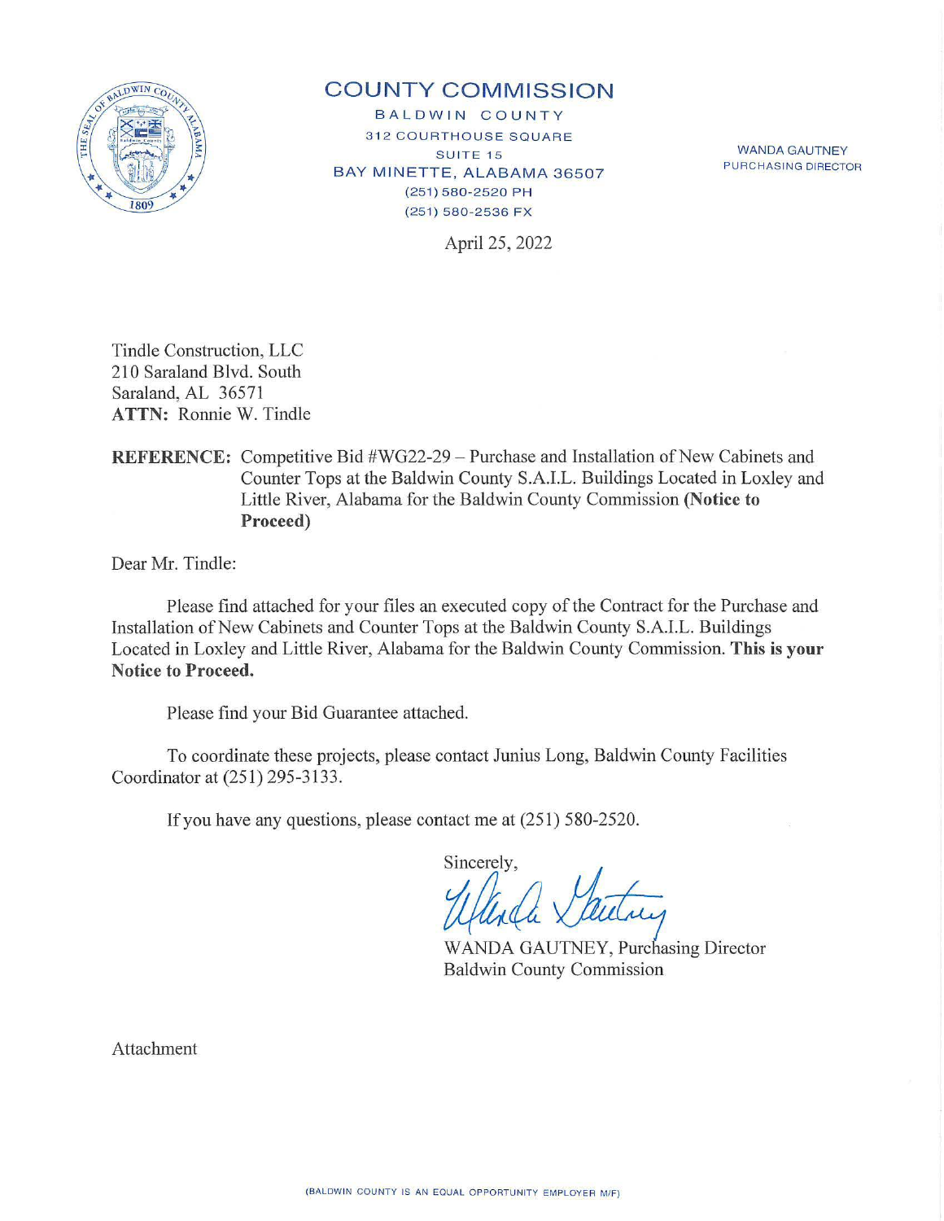# COUNTY COMMISSION

BALDWIN COUNTY
312 COURTHOUSE SQUARE
SUITE 15
BAY MINETTE, ALABAMA 36507
(251) 580-2520 PH
(251) 580-2536 FX

WANDA GAUTNEY
PURCHASING DIRECTOR

April 25, 2022

Tindle Construction, LLC
210 Saraland Blvd. South
Saraland, AL 36571
**ATTN:** Ronnie W. Tindle

**REFERENCE:** Competitive Bid #WG22-29 – Purchase and Installation of New Cabinets and Counter Tops at the Baldwin County S.A.I.L. Buildings Located in Loxley and Little River, Alabama for the Baldwin County Commission **(Notice to Proceed)**

Dear Mr. Tindle:

Please find attached for your files an executed copy of the Contract for the Purchase and Installation of New Cabinets and Counter Tops at the Baldwin County S.A.I.L. Buildings Located in Loxley and Little River, Alabama for the Baldwin County Commission. **This is your Notice to Proceed.**

Please find your Bid Guarantee attached.

To coordinate these projects, please contact Junius Long, Baldwin County Facilities Coordinator at (251) 295-3133.

If you have any questions, please contact me at (251) 580-2520.

Sincerely,

WANDA GAUTNEY, Purchasing Director
Baldwin County Commission

Attachment

(BALDWIN COUNTY IS AN EQUAL OPPORTUNITY EMPLOYER M/F)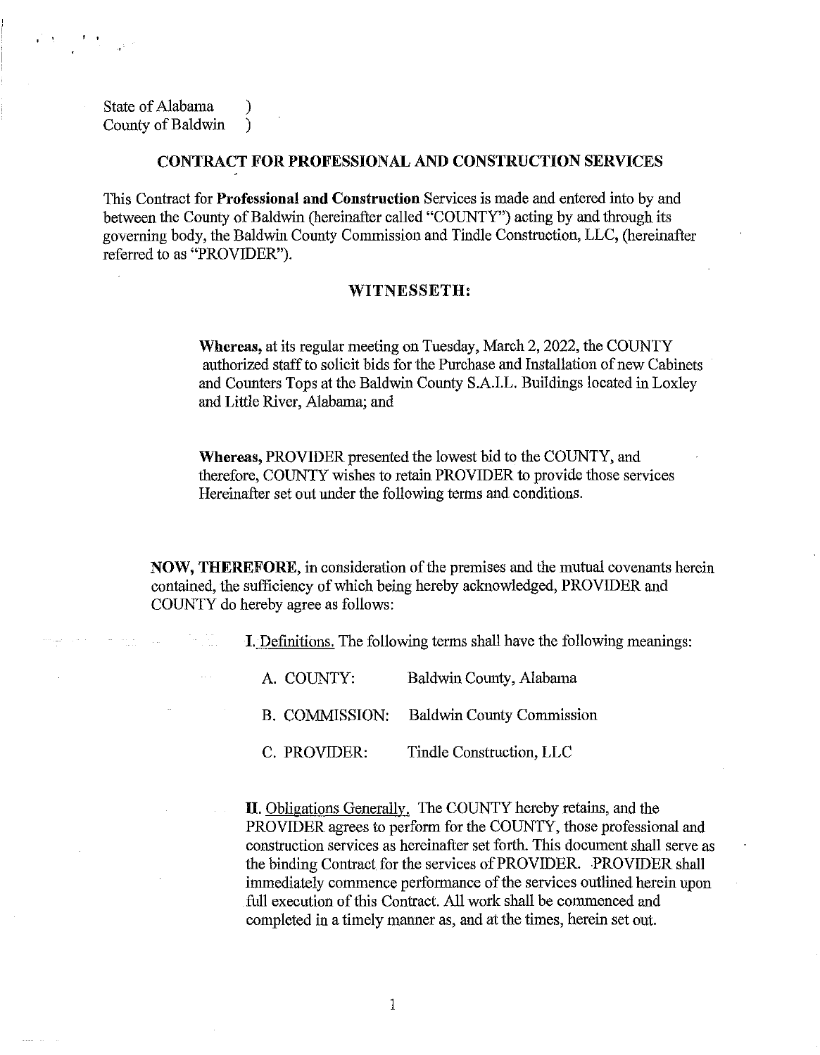State of Alabama )
County of Baldwin )

## CONTRACT FOR PROFESSIONAL AND CONSTRUCTION SERVICES

This Contract for **Professional and Construction** Services is made and entered into by and between the County of Baldwin (hereinafter called "COUNTY") acting by and through its governing body, the Baldwin County Commission and Tindle Construction, LLC, (hereinafter referred to as "PROVIDER").

### WITNESSETH:

**Whereas,** at its regular meeting on Tuesday, March 2, 2022, the COUNTY authorized staff to solicit bids for the Purchase and Installation of new Cabinets and Counters Tops at the Baldwin County S.A.I.L. Buildings located in Loxley and Little River, Alabama; and

**Whereas,** PROVIDER presented the lowest bid to the COUNTY, and therefore, COUNTY wishes to retain PROVIDER to provide those services Hereinafter set out under the following terms and conditions.

**NOW, THEREFORE,** in consideration of the premises and the mutual covenants herein contained, the sufficiency of which being hereby acknowledged, PROVIDER and COUNTY do hereby agree as follows:

I. Definitions. The following terms shall have the following meanings:

A. COUNTY: Baldwin County, Alabama

B. COMMISSION: Baldwin County Commission

C. PROVIDER: Tindle Construction, LLC

**II.** Obligations Generally. The COUNTY hereby retains, and the PROVIDER agrees to perform for the COUNTY, those professional and construction services as hereinafter set forth. This document shall serve as the binding Contract for the services of PROVIDER. PROVIDER shall immediately commence performance of the services outlined herein upon full execution of this Contract. All work shall be commenced and completed in a timely manner as, and at the times, herein set out.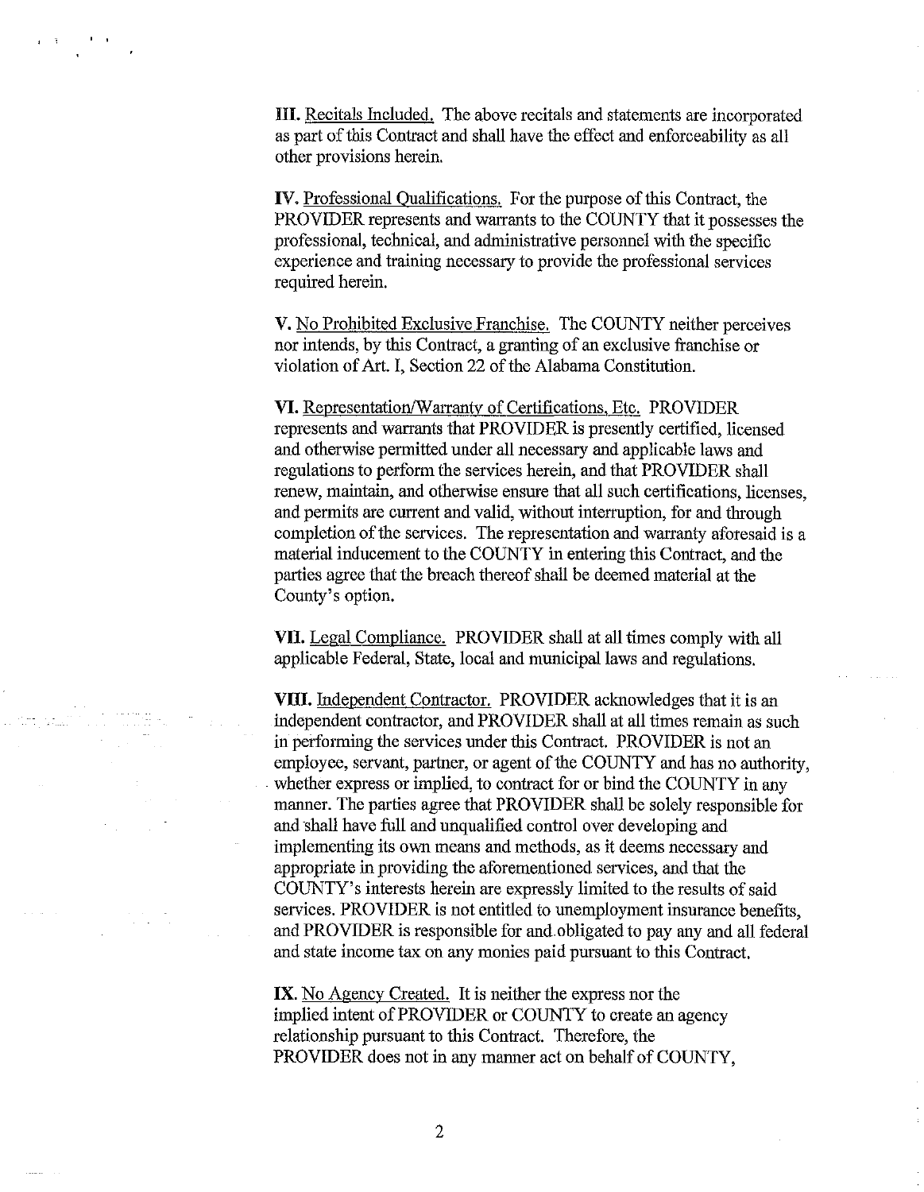**III.** Recitals Included. The above recitals and statements are incorporated as part of this Contract and shall have the effect and enforceability as all other provisions herein.

**IV.** Professional Qualifications. For the purpose of this Contract, the PROVIDER represents and warrants to the COUNTY that it possesses the professional, technical, and administrative personnel with the specific experience and training necessary to provide the professional services required herein.

**V.** No Prohibited Exclusive Franchise. The COUNTY neither perceives nor intends, by this Contract, a granting of an exclusive franchise or violation of Art. I, Section 22 of the Alabama Constitution.

**VI.** Representation/Warranty of Certifications, Etc. PROVIDER represents and warrants that PROVIDER is presently certified, licensed and otherwise permitted under all necessary and applicable laws and regulations to perform the services herein, and that PROVIDER shall renew, maintain, and otherwise ensure that all such certifications, licenses, and permits are current and valid, without interruption, for and through completion of the services. The representation and warranty aforesaid is a material inducement to the COUNTY in entering this Contract, and the parties agree that the breach thereof shall be deemed material at the County's option.

**VII.** Legal Compliance. PROVIDER shall at all times comply with all applicable Federal, State, local and municipal laws and regulations.

**VIII.** Independent Contractor. PROVIDER acknowledges that it is an independent contractor, and PROVIDER shall at all times remain as such in performing the services under this Contract. PROVIDER is not an employee, servant, partner, or agent of the COUNTY and has no authority, whether express or implied, to contract for or bind the COUNTY in any manner. The parties agree that PROVIDER shall be solely responsible for and shall have full and unqualified control over developing and implementing its own means and methods, as it deems necessary and appropriate in providing the aforementioned services, and that the COUNTY's interests herein are expressly limited to the results of said services. PROVIDER is not entitled to unemployment insurance benefits, and PROVIDER is responsible for and obligated to pay any and all federal and state income tax on any monies paid pursuant to this Contract.

**IX.** No Agency Created. It is neither the express nor the implied intent of PROVIDER or COUNTY to create an agency relationship pursuant to this Contract. Therefore, the PROVIDER does not in any manner act on behalf of COUNTY,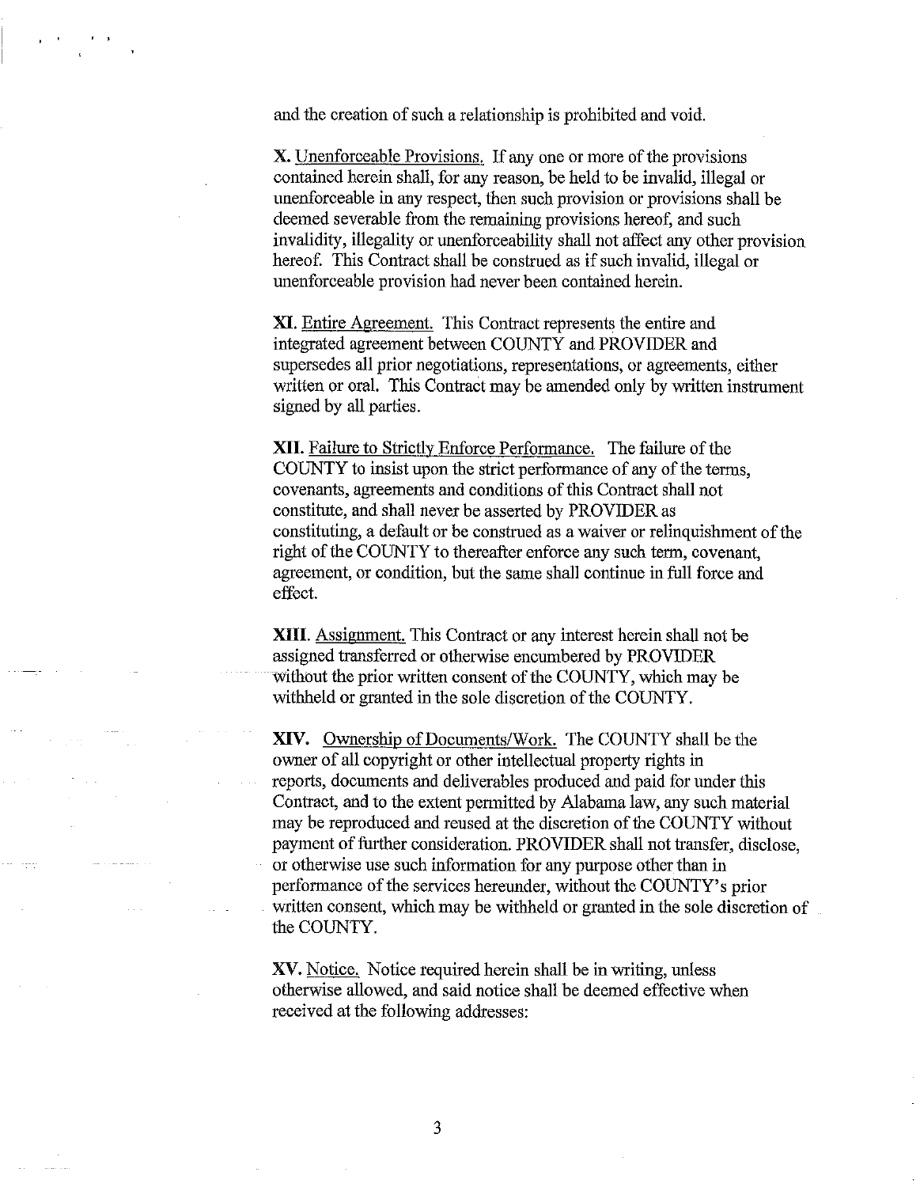and the creation of such a relationship is prohibited and void.

**X.** Unenforceable Provisions. If any one or more of the provisions contained herein shall, for any reason, be held to be invalid, illegal or unenforceable in any respect, then such provision or provisions shall be deemed severable from the remaining provisions hereof, and such invalidity, illegality or unenforceability shall not affect any other provision hereof. This Contract shall be construed as if such invalid, illegal or unenforceable provision had never been contained herein.

**XI.** Entire Agreement. This Contract represents the entire and integrated agreement between COUNTY and PROVIDER and supersedes all prior negotiations, representations, or agreements, either written or oral. This Contract may be amended only by written instrument signed by all parties.

**XII.** Failure to Strictly Enforce Performance. The failure of the COUNTY to insist upon the strict performance of any of the terms, covenants, agreements and conditions of this Contract shall not constitute, and shall never be asserted by PROVIDER as constituting, a default or be construed as a waiver or relinquishment of the right of the COUNTY to thereafter enforce any such term, covenant, agreement, or condition, but the same shall continue in full force and effect.

**XIII.** Assignment. This Contract or any interest herein shall not be assigned transferred or otherwise encumbered by PROVIDER without the prior written consent of the COUNTY, which may be withheld or granted in the sole discretion of the COUNTY.

**XIV.** Ownership of Documents/Work. The COUNTY shall be the owner of all copyright or other intellectual property rights in reports, documents and deliverables produced and paid for under this Contract, and to the extent permitted by Alabama law, any such material may be reproduced and reused at the discretion of the COUNTY without payment of further consideration. PROVIDER shall not transfer, disclose, or otherwise use such information for any purpose other than in performance of the services hereunder, without the COUNTY's prior written consent, which may be withheld or granted in the sole discretion of the COUNTY.

**XV.** Notice. Notice required herein shall be in writing, unless otherwise allowed, and said notice shall be deemed effective when received at the following addresses: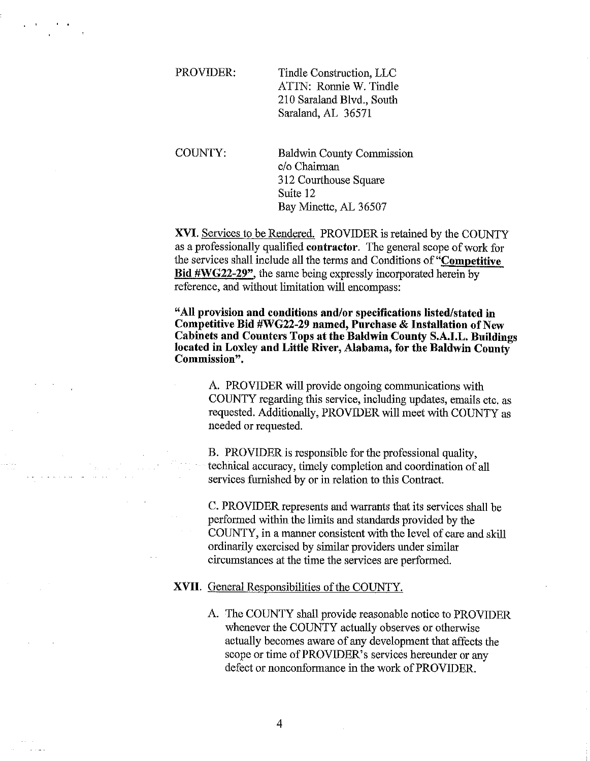PROVIDER: Tindle Construction, LLC
ATTN: Ronnie W. Tindle
210 Saraland Blvd., South
Saraland, AL 36571

COUNTY: Baldwin County Commission
c/o Chairman
312 Courthouse Square
Suite 12
Bay Minette, AL 36507

**XVI.** Services to be Rendered. PROVIDER is retained by the COUNTY as a professionally qualified **contractor**. The general scope of work for the services shall include all the terms and Conditions of "**Competitive Bid #WG22-29**", the same being expressly incorporated herein by reference, and without limitation will encompass:

**"All provision and conditions and/or specifications listed/stated in Competitive Bid #WG22-29 named, Purchase & Installation of New Cabinets and Counters Tops at the Baldwin County S.A.I.L. Buildings located in Loxley and Little River, Alabama, for the Baldwin County Commission".**

A. PROVIDER will provide ongoing communications with COUNTY regarding this service, including updates, emails etc. as requested. Additionally, PROVIDER will meet with COUNTY as needed or requested.

B. PROVIDER is responsible for the professional quality, technical accuracy, timely completion and coordination of all services furnished by or in relation to this Contract.

C. PROVIDER represents and warrants that its services shall be performed within the limits and standards provided by the COUNTY, in a manner consistent with the level of care and skill ordinarily exercised by similar providers under similar circumstances at the time the services are performed.

**XVII.** General Responsibilities of the COUNTY.

A. The COUNTY shall provide reasonable notice to PROVIDER whenever the COUNTY actually observes or otherwise actually becomes aware of any development that affects the scope or time of PROVIDER's services hereunder or any defect or nonconformance in the work of PROVIDER.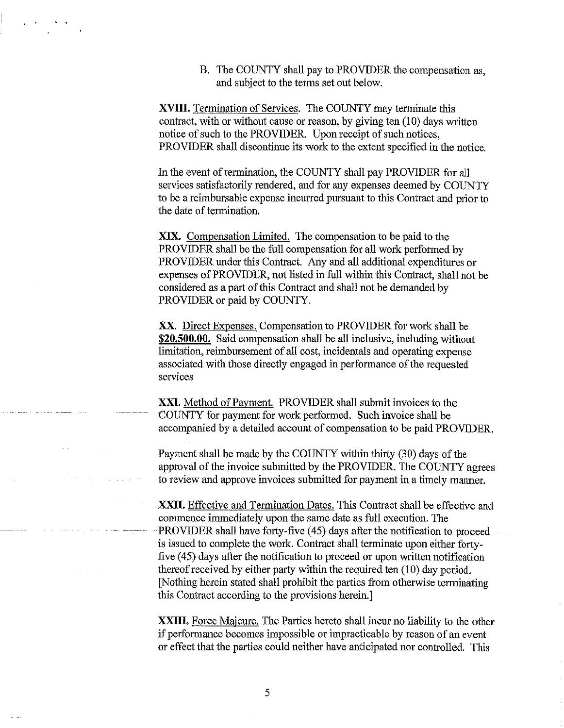B. The COUNTY shall pay to PROVIDER the compensation as, and subject to the terms set out below.

**XVIII.** Termination of Services. The COUNTY may terminate this contract, with or without cause or reason, by giving ten (10) days written notice of such to the PROVIDER. Upon receipt of such notices, PROVIDER shall discontinue its work to the extent specified in the notice.

In the event of termination, the COUNTY shall pay PROVIDER for all services satisfactorily rendered, and for any expenses deemed by COUNTY to be a reimbursable expense incurred pursuant to this Contract and prior to the date of termination.

**XIX.** Compensation Limited. The compensation to be paid to the PROVIDER shall be the full compensation for all work performed by PROVIDER under this Contract. Any and all additional expenditures or expenses of PROVIDER, not listed in full within this Contract, shall not be considered as a part of this Contract and shall not be demanded by PROVIDER or paid by COUNTY.

**XX.** Direct Expenses. Compensation to PROVIDER for work shall be **$20,500.00.** Said compensation shall be all inclusive, including without limitation, reimbursement of all cost, incidentals and operating expense associated with those directly engaged in performance of the requested services

**XXI.** Method of Payment. PROVIDER shall submit invoices to the COUNTY for payment for work performed. Such invoice shall be accompanied by a detailed account of compensation to be paid PROVIDER.

Payment shall be made by the COUNTY within thirty (30) days of the approval of the invoice submitted by the PROVIDER. The COUNTY agrees to review and approve invoices submitted for payment in a timely manner.

**XXII.** Effective and Termination Dates. This Contract shall be effective and commence immediately upon the same date as full execution. The PROVIDER shall have forty-five (45) days after the notification to proceed is issued to complete the work. Contract shall terminate upon either forty-five (45) days after the notification to proceed or upon written notification thereof received by either party within the required ten (10) day period. [Nothing herein stated shall prohibit the parties from otherwise terminating this Contract according to the provisions herein.]

**XXIII.** Force Majeure. The Parties hereto shall incur no liability to the other if performance becomes impossible or impracticable by reason of an event or effect that the parties could neither have anticipated nor controlled. This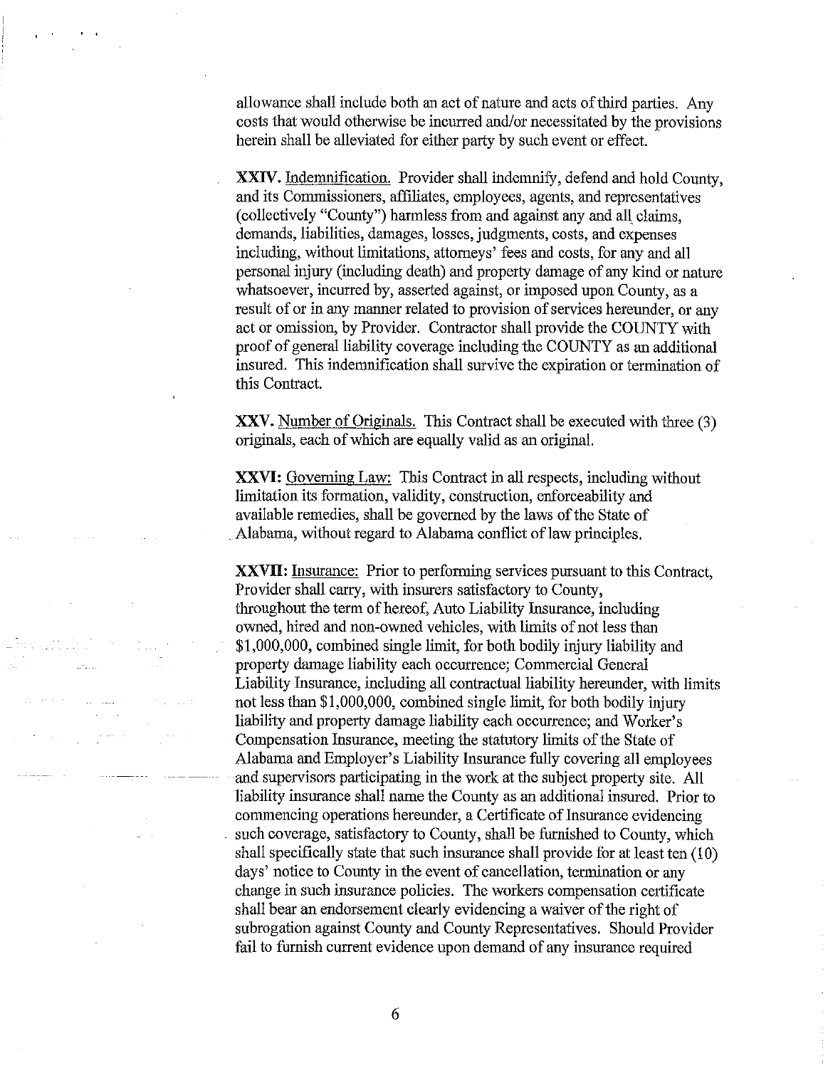allowance shall include both an act of nature and acts of third parties. Any costs that would otherwise be incurred and/or necessitated by the provisions herein shall be alleviated for either party by such event or effect.

**XXIV.** Indemnification. Provider shall indemnify, defend and hold County, and its Commissioners, affiliates, employees, agents, and representatives (collectively "County") harmless from and against any and all claims, demands, liabilities, damages, losses, judgments, costs, and expenses including, without limitations, attorneys' fees and costs, for any and all personal injury (including death) and property damage of any kind or nature whatsoever, incurred by, asserted against, or imposed upon County, as a result of or in any manner related to provision of services hereunder, or any act or omission, by Provider. Contractor shall provide the COUNTY with proof of general liability coverage including the COUNTY as an additional insured. This indemnification shall survive the expiration or termination of this Contract.

**XXV.** Number of Originals. This Contract shall be executed with three (3) originals, each of which are equally valid as an original.

**XXVI:** Governing Law: This Contract in all respects, including without limitation its formation, validity, construction, enforceability and available remedies, shall be governed by the laws of the State of Alabama, without regard to Alabama conflict of law principles.

**XXVII:** Insurance: Prior to performing services pursuant to this Contract, Provider shall carry, with insurers satisfactory to County, throughout the term of hereof, Auto Liability Insurance, including owned, hired and non-owned vehicles, with limits of not less than $1,000,000, combined single limit, for both bodily injury liability and property damage liability each occurrence; Commercial General Liability Insurance, including all contractual liability hereunder, with limits not less than $1,000,000, combined single limit, for both bodily injury liability and property damage liability each occurrence; and Worker's Compensation Insurance, meeting the statutory limits of the State of Alabama and Employer's Liability Insurance fully covering all employees and supervisors participating in the work at the subject property site. All liability insurance shall name the County as an additional insured. Prior to commencing operations hereunder, a Certificate of Insurance evidencing such coverage, satisfactory to County, shall be furnished to County, which shall specifically state that such insurance shall provide for at least ten (10) days' notice to County in the event of cancellation, termination or any change in such insurance policies. The workers compensation certificate shall bear an endorsement clearly evidencing a waiver of the right of subrogation against County and County Representatives. Should Provider fail to furnish current evidence upon demand of any insurance required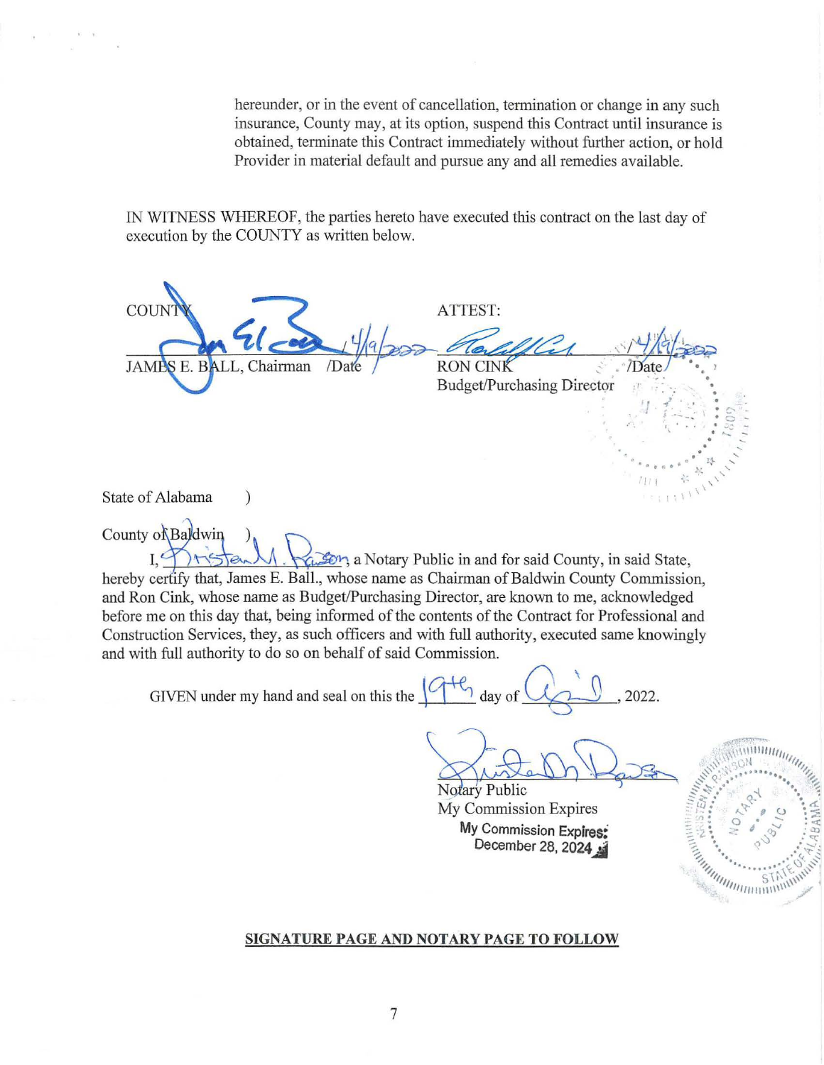hereunder, or in the event of cancellation, termination or change in any such insurance, County may, at its option, suspend this Contract until insurance is obtained, terminate this Contract immediately without further action, or hold Provider in material default and pursue any and all remedies available.

IN WITNESS WHEREOF, the parties hereto have executed this contract on the last day of execution by the COUNTY as written below.

| COUNTY | ATTEST: |
|---|---|
| 4/19/2022 | 4/19/2022 |
| JAMES E. BALL, Chairman /Date | RON CINK /Date |
| | Budget/Purchasing Director |

State of Alabama )

County of Baldwin )

I, Kristen M. Rawson, a Notary Public in and for said County, in said State, hereby certify that, James E. Ball., whose name as Chairman of Baldwin County Commission, and Ron Cink, whose name as Budget/Purchasing Director, are known to me, acknowledged before me on this day that, being informed of the contents of the Contract for Professional and Construction Services, they, as such officers and with full authority, executed same knowingly and with full authority to do so on behalf of said Commission.

GIVEN under my hand and seal on this the 19th day of April, 2022.

Notary Public

My Commission Expires

My Commission Expires: December 28, 2024

**SIGNATURE PAGE AND NOTARY PAGE TO FOLLOW**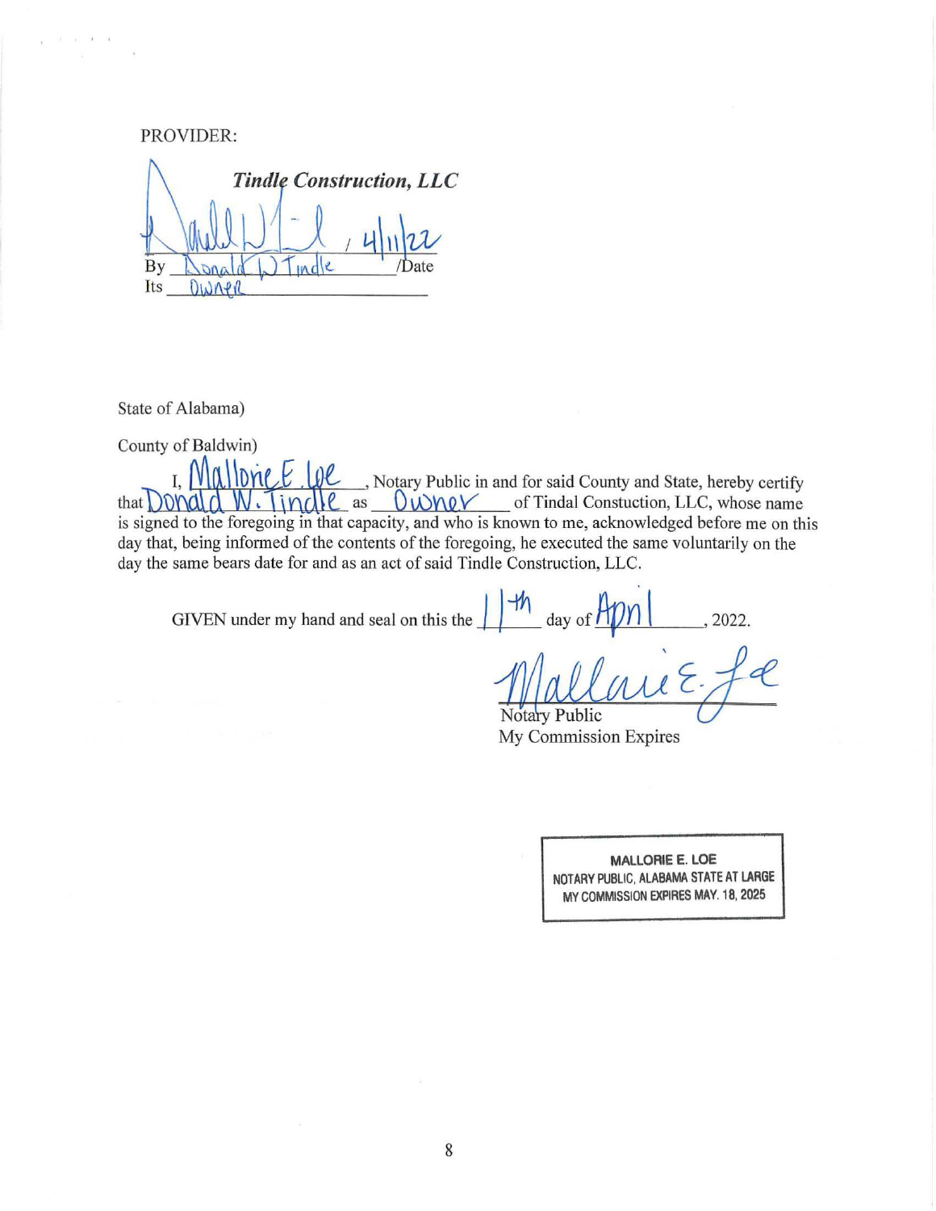PROVIDER:

***Tindle Construction, LLC***

By Donald W Tindle /Date 4/11/22

Its Owner

State of Alabama)

County of Baldwin)

I, Mallorie E. Loe, Notary Public in and for said County and State, hereby certify that Donald W. Tindle as Owner of Tindal Constuction, LLC, whose name is signed to the foregoing in that capacity, and who is known to me, acknowledged before me on this day that, being informed of the contents of the foregoing, he executed the same voluntarily on the day the same bears date for and as an act of said Tindle Construction, LLC.

GIVEN under my hand and seal on this the 11th day of April, 2022.

Notary Public
My Commission Expires

MALLORIE E. LOE
NOTARY PUBLIC, ALABAMA STATE AT LARGE
MY COMMISSION EXPIRES MAY. 18, 2025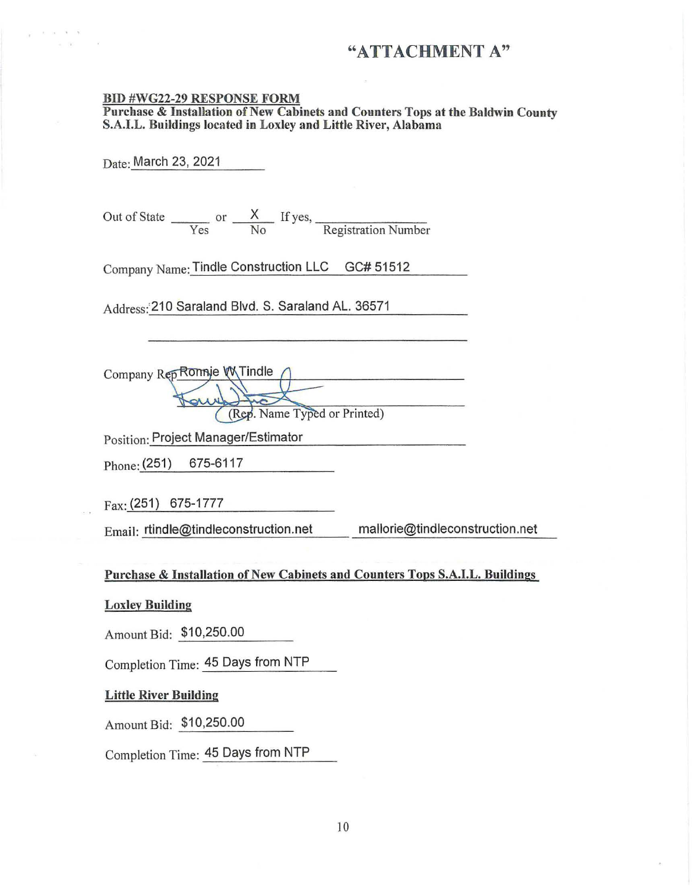# "ATTACHMENT A"

**BID #WG22-29 RESPONSE FORM**

**Purchase & Installation of New Cabinets and Counters Tops at the Baldwin County S.A.I.L. Buildings located in Loxley and Little River, Alabama**

Date: March 23, 2021

Out of State ______ Yes or X No If yes, ______________ Registration Number

Company Name: Tindle Construction LLC GC# 51512

Address: 210 Saraland Blvd. S. Saraland AL. 36571

Company Rep Ronnie W Tindle

(Rep. Name Typed or Printed)

Position: Project Manager/Estimator

Phone: (251) 675-6117

Fax: (251) 675-1777

Email: rtindle@tindleconstruction.net mallorie@tindleconstruction.net

**Purchase & Installation of New Cabinets and Counters Tops S.A.I.L. Buildings**

**Loxley Building**

Amount Bid: $10,250.00

Completion Time: 45 Days from NTP

**Little River Building**

Amount Bid: $10,250.00

Completion Time: 45 Days from NTP